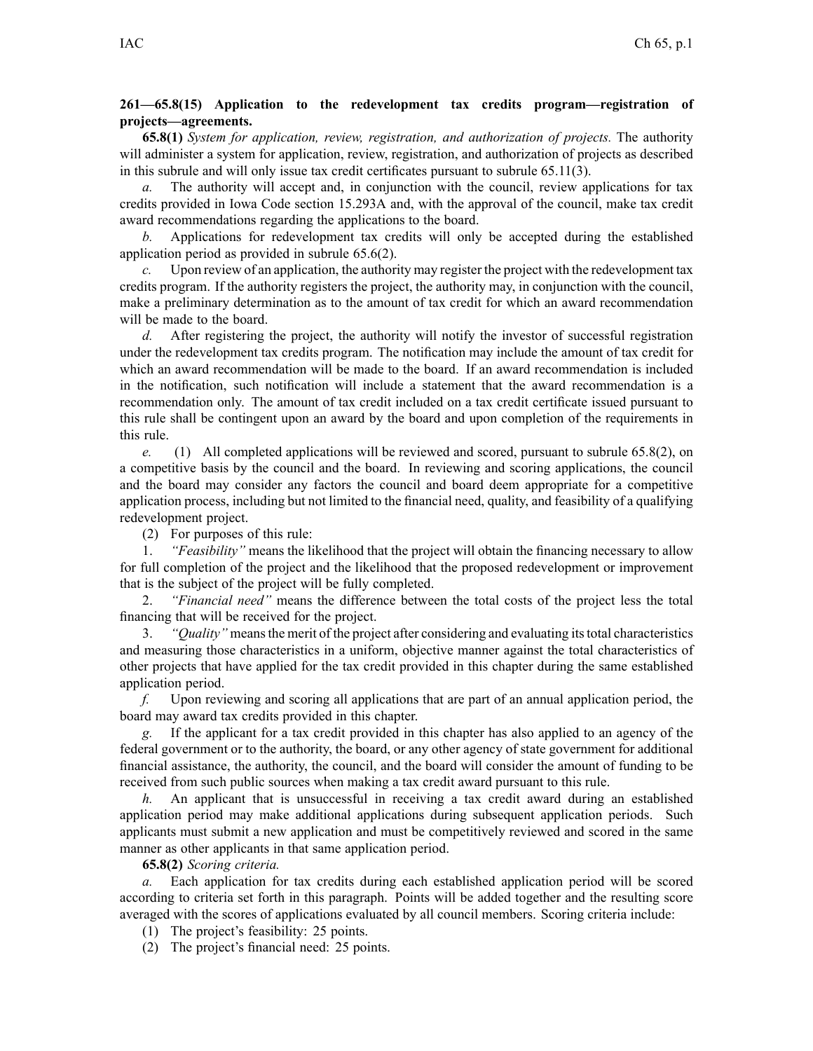**261—65.8(15) Application to the redevelopment tax credits program—registration of projects—agreements.**

**65.8(1)** *System for application, review, registration, and authorization of projects.* The authority will administer a system for application, review, registration, and authorization of projects as described in this subrule and will only issue tax credit certificates pursuant to subrule 65.11(3).

*a.* The authority will accept and, in conjunction with the council, review applications for tax credits provided in Iowa Code section 15.293A and, with the approval of the council, make tax credit award recommendations regarding the applications to the board.

*b.* Applications for redevelopment tax credits will only be accepted during the established application period as provided in subrule 65.6(2).

*c.* Upon review of an application, the authority may register the project with the redevelopment tax credits program. If the authority registers the project, the authority may, in conjunction with the council, make a preliminary determination as to the amount of tax credit for which an award recommendation will be made to the board.

*d.* After registering the project, the authority will notify the investor of successful registration under the redevelopment tax credits program. The notification may include the amount of tax credit for which an award recommendation will be made to the board. If an award recommendation is included in the notification, such notification will include a statement that the award recommendation is a recommendation only. The amount of tax credit included on a tax credit certificate issued pursuant to this rule shall be contingent upon an award by the board and upon completion of the requirements in this rule.

*e.* (1) All completed applications will be reviewed and scored, pursuant to subrule 65.8(2), on a competitive basis by the council and the board. In reviewing and scoring applications, the council and the board may consider any factors the council and board deem appropriate for a competitive application process, including but not limited to the financial need, quality, and feasibility of a qualifying redevelopment project.

(2) For purposes of this rule:

1. *"Feasibility"* means the likelihood that the project will obtain the financing necessary to allow for full completion of the project and the likelihood that the proposed redevelopment or improvement that is the subject of the project will be fully completed.

2. *"Financial need"* means the difference between the total costs of the project less the total financing that will be received for the project.

3. *"Quality"* means the merit of the project after considering and evaluating its total characteristics and measuring those characteristics in a uniform, objective manner against the total characteristics of other projects that have applied for the tax credit provided in this chapter during the same established application period.

*f.* Upon reviewing and scoring all applications that are part of an annual application period, the board may award tax credits provided in this chapter.

*g.* If the applicant for a tax credit provided in this chapter has also applied to an agency of the federal government or to the authority, the board, or any other agency of state government for additional financial assistance, the authority, the council, and the board will consider the amount of funding to be received from such public sources when making a tax credit award pursuant to this rule.

*h.* An applicant that is unsuccessful in receiving a tax credit award during an established application period may make additional applications during subsequent application periods. Such applicants must submit a new application and must be competitively reviewed and scored in the same manner as other applicants in that same application period.

**65.8(2)** *Scoring criteria.*

*a.* Each application for tax credits during each established application period will be scored according to criteria set forth in this paragraph. Points will be added together and the resulting score averaged with the scores of applications evaluated by all council members. Scoring criteria include:

(1) The project's feasibility: 25 points.

(2) The project's financial need: 25 points.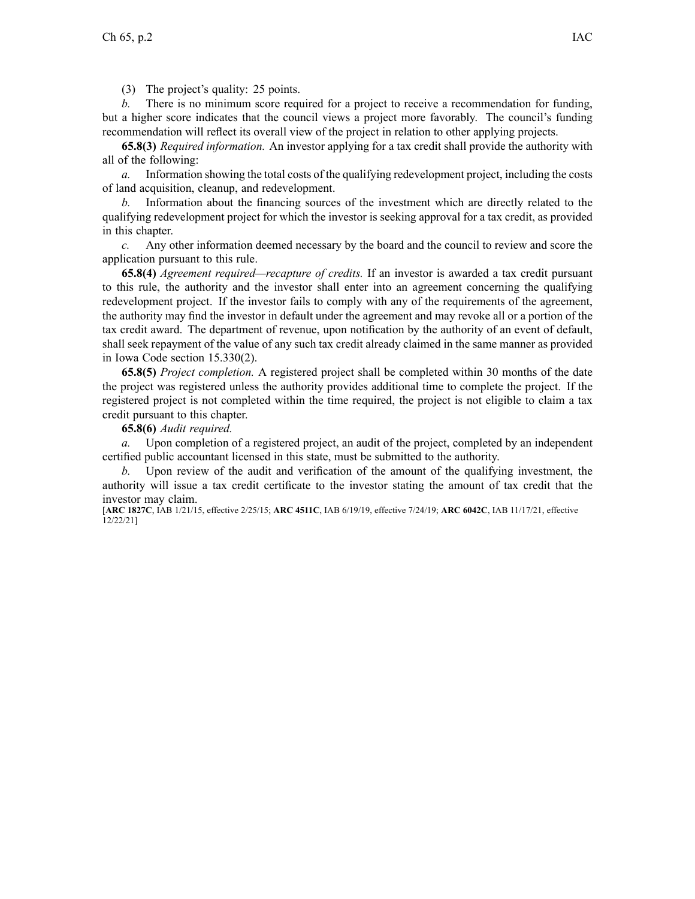(3) The project's quality: 25 points.

*b.* There is no minimum score required for a project to receive a recommendation for funding, but a higher score indicates that the council views a project more favorably. The council's funding recommendation will reflect its overall view of the project in relation to other applying projects.

**65.8(3)** *Required information.* An investor applying for a tax credit shall provide the authority with all of the following:

*a.* Information showing the total costs of the qualifying redevelopment project, including the costs of land acquisition, cleanup, and redevelopment.

*b.* Information about the financing sources of the investment which are directly related to the qualifying redevelopment project for which the investor is seeking approval for a tax credit, as provided in this chapter.

*c.* Any other information deemed necessary by the board and the council to review and score the application pursuant to this rule.

**65.8(4)** *Agreement required—recapture of credits.* If an investor is awarded a tax credit pursuant to this rule, the authority and the investor shall enter into an agreement concerning the qualifying redevelopment project. If the investor fails to comply with any of the requirements of the agreement, the authority may find the investor in default under the agreement and may revoke all or a portion of the tax credit award. The department of revenue, upon notification by the authority of an event of default, shall seek repayment of the value of any such tax credit already claimed in the same manner as provided in Iowa Code section 15.330(2).

**65.8(5)** *Project completion.* A registered project shall be completed within 30 months of the date the project was registered unless the authority provides additional time to complete the project. If the registered project is not completed within the time required, the project is not eligible to claim a tax credit pursuant to this chapter.

**65.8(6)** *Audit required.*

*a.* Upon completion of a registered project, an audit of the project, completed by an independent certified public accountant licensed in this state, must be submitted to the authority.

*b.* Upon review of the audit and verification of the amount of the qualifying investment, the authority will issue a tax credit certificate to the investor stating the amount of tax credit that the investor may claim.

[**ARC 1827C**, IAB 1/21/15, effective 2/25/15; **ARC 4511C**, IAB 6/19/19, effective 7/24/19; **ARC 6042C**, IAB 11/17/21, effective 12/22/21]